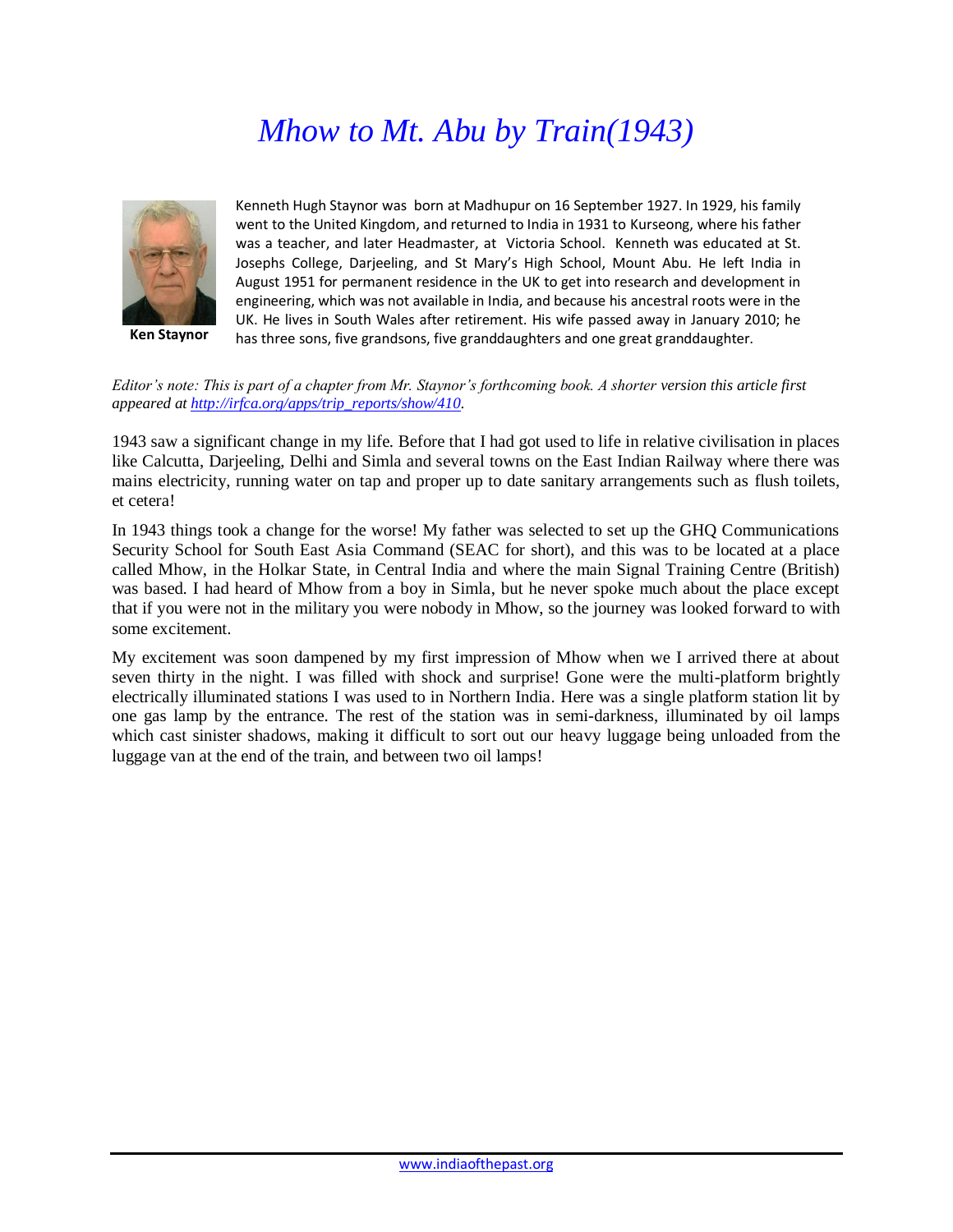# *Mhow to Mt. Abu by Train(1943)*

Ken Staynor

Kenneth Hugh Staynor was born at Madhupur on 16 September 1927. In 1929, his family went to the United Kingdom, and returned to India in 1931 to Kurseong, where his father was a teacher, and later Headmaster, at Victoria School. Kenneth was educated at St. Josephs College, Darjeeling, and St Mary's High School, Mount Abu. He left India in August 1951 for permanent residence in the UK to get into research and development in engineering, which was not available in India, and because his ancestral roots were in the UK. He lives in South Wales after retirement. His wife passed away in January 2010; he has three sons, five grandsons, five granddaughters and one great granddaughter.

*Editor's note: This is part of a chapter from Mr. Staynor's forthcoming book. A shorter version this article first appeared at [http://irfca.org/apps/trip_reports/show/410](http://irfca.org/apps/trip_reports/show/410).*

1943 saw a significant change in my life. Before that I had got used to life in relative civilisation in places like Calcutta, Darjeeling, Delhi and Simla and several towns on the East Indian Railway where there was mains electricity, running water on tap and proper up to date sanitary arrangements such as flush toilets, et cetera!

In 1943 things took a change for the worse! My father was selected to set up the GHQ Communications Security School for South East Asia Command (SEAC for short), and this was to be located at a place called Mhow, in the Holkar State, in Central India and where the main Signal Training Centre (British) was based. I had heard of Mhow from a boy in Simla, but he never spoke much about the place except that if you were not in the military you were nobody in Mhow, so the journey was looked forward to with some excitement.

My excitement was soon dampened by my first impression of Mhow when we I arrived there at about seven thirty in the night. I was filled with shock and surprise! Gone were the multi-platform brightly electrically illuminated stations I was used to in Northern India. Here was a single platform station lit by one gas lamp by the entrance. The rest of the station was in semi-darkness, illuminated by oil lamps which cast sinister shadows, making it difficult to sort out our heavy luggage being unloaded from the luggage van at the end of the train, and between two oil lamps!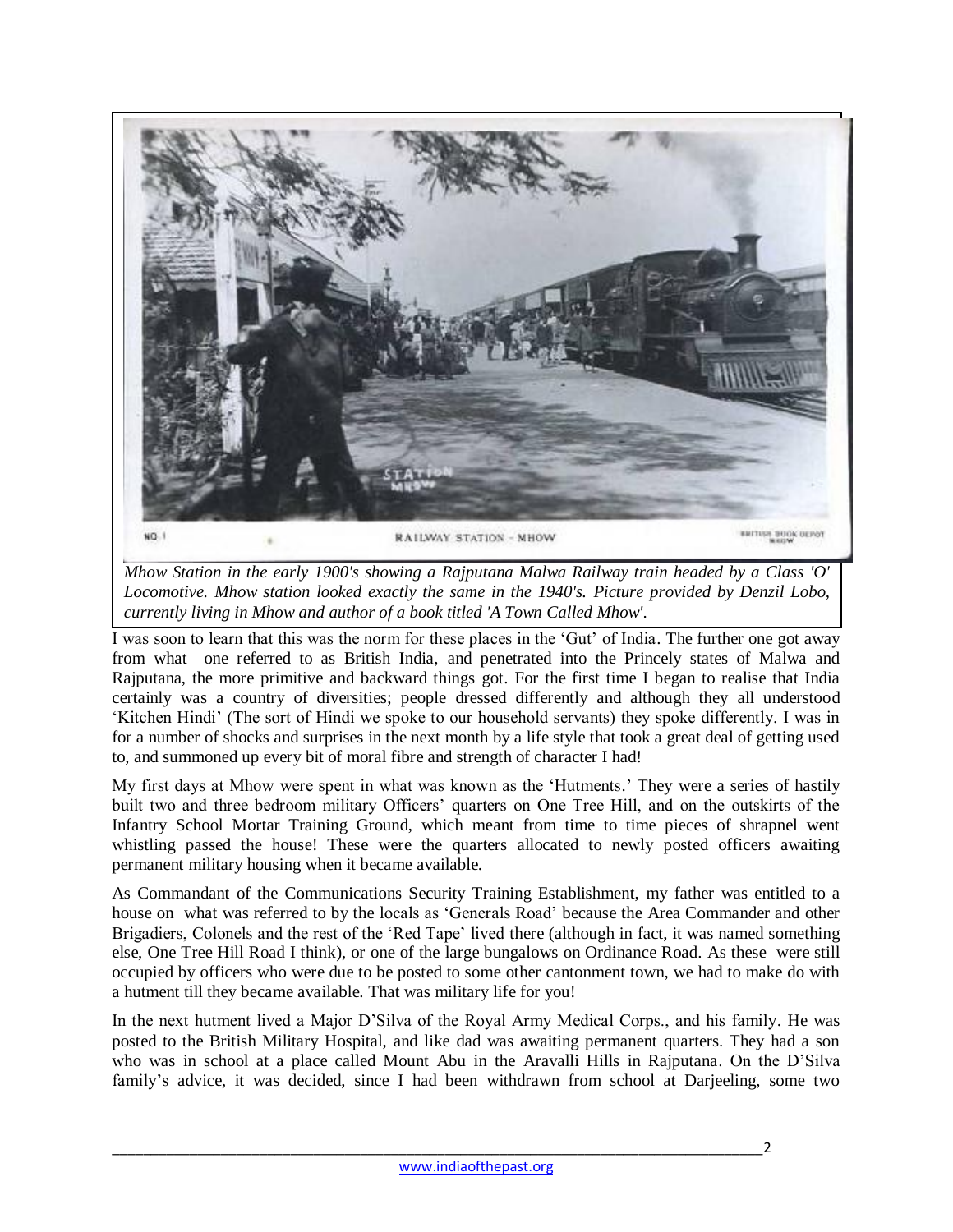*Mhow Station in the early 1900's showing a Rajputana Malwa Railway train headed by a Class 'O' Locomotive. Mhow station looked exactly the same in the 1940's. Picture provided by Denzil Lobo, currently living in Mhow and author of a book titled 'A Town Called Mhow'.*

I was soon to learn that this was the norm for these places in the 'Gut' of India. The further one got away from what one referred to as British India, and penetrated into the Princely states of Malwa and Rajputana, the more primitive and backward things got. For the first time I began to realise that India certainly was a country of diversities; people dressed differently and although they all understood 'Kitchen Hindi' (The sort of Hindi we spoke to our household servants) they spoke differently. I was in for a number of shocks and surprises in the next month by a life style that took a great deal of getting used to, and summoned up every bit of moral fibre and strength of character I had!

My first days at Mhow were spent in what was known as the 'Hutments.' They were a series of hastily built two and three bedroom military Officers' quarters on One Tree Hill, and on the outskirts of the Infantry School Mortar Training Ground, which meant from time to time pieces of shrapnel went whistling passed the house! These were the quarters allocated to newly posted officers awaiting permanent military housing when it became available.

As Commandant of the Communications Security Training Establishment, my father was entitled to a house on what was referred to by the locals as 'Generals Road' because the Area Commander and other Brigadiers, Colonels and the rest of the 'Red Tape' lived there (although in fact, it was named something else, One Tree Hill Road I think), or one of the large bungalows on Ordinance Road. As these were still occupied by officers who were due to be posted to some other cantonment town, we had to make do with a hutment till they became available. That was military life for you!

In the next hutment lived a Major D'Silva of the Royal Army Medical Corps., and his family. He was posted to the British Military Hospital, and like dad was awaiting permanent quarters. They had a son who was in school at a place called Mount Abu in the Aravalli Hills in Rajputana. On the D'Silva family's advice, it was decided, since I had been withdrawn from school at Darjeeling, some two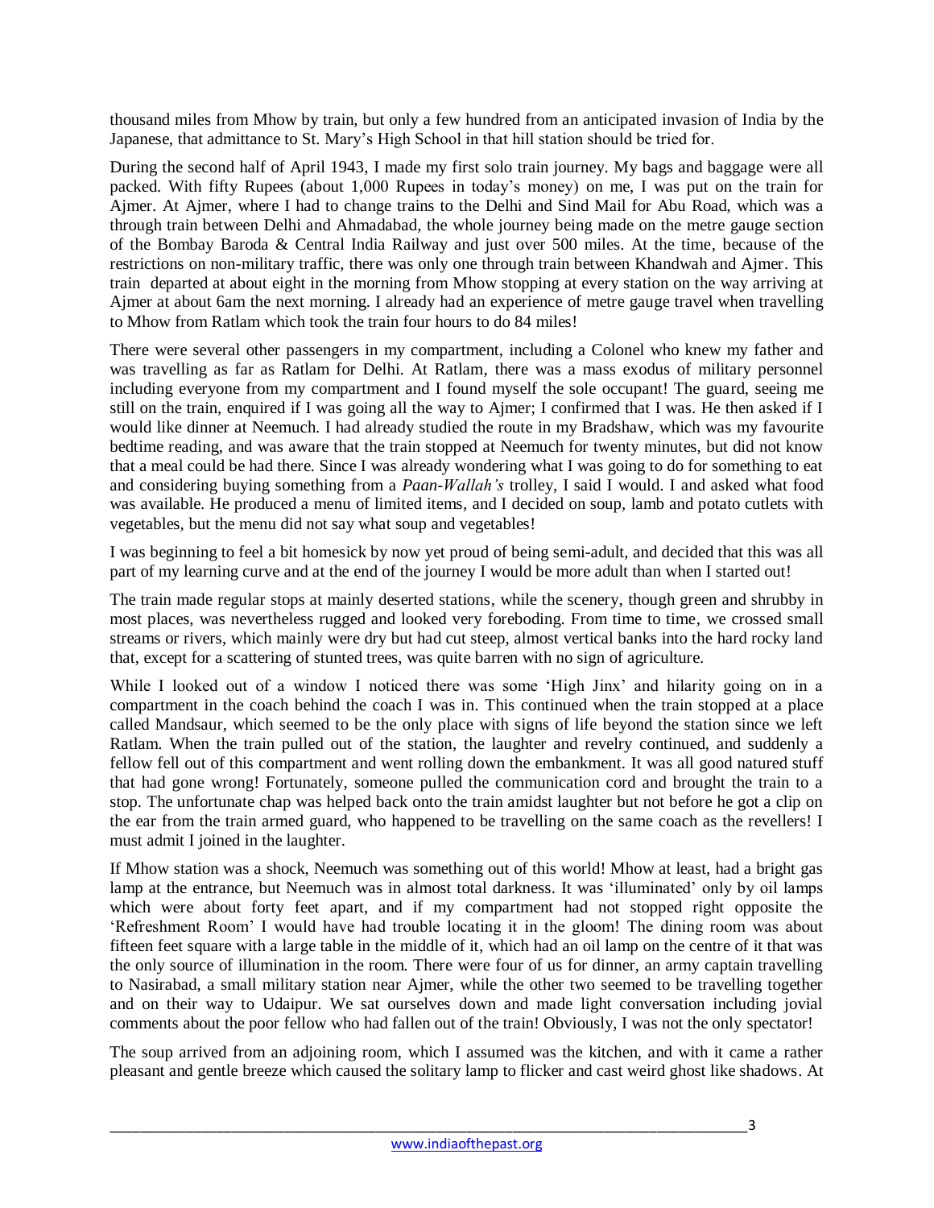thousand miles from Mhow by train, but only a few hundred from an anticipated invasion of India by the Japanese, that admittance to St. Mary's High School in that hill station should be tried for.

During the second half of April 1943, I made my first solo train journey. My bags and baggage were all packed. With fifty Rupees (about 1,000 Rupees in today's money) on me, I was put on the train for Ajmer. At Ajmer, where I had to change trains to the Delhi and Sind Mail for Abu Road, which was a through train between Delhi and Ahmadabad, the whole journey being made on the metre gauge section of the Bombay Baroda & Central India Railway and just over 500 miles. At the time, because of the restrictions on non-military traffic, there was only one through train between Khandwah and Ajmer. This train departed at about eight in the morning from Mhow stopping at every station on the way arriving at Ajmer at about 6am the next morning. I already had an experience of metre gauge travel when travelling to Mhow from Ratlam which took the train four hours to do 84 miles!

There were several other passengers in my compartment, including a Colonel who knew my father and was travelling as far as Ratlam for Delhi. At Ratlam, there was a mass exodus of military personnel including everyone from my compartment and I found myself the sole occupant! The guard, seeing me still on the train, enquired if I was going all the way to Ajmer; I confirmed that I was. He then asked if I would like dinner at Neemuch. I had already studied the route in my Bradshaw, which was my favourite bedtime reading, and was aware that the train stopped at Neemuch for twenty minutes, but did not know that a meal could be had there. Since I was already wondering what I was going to do for something to eat and considering buying something from a *Paan-Wallah's* trolley, I said I would. I and asked what food was available. He produced a menu of limited items, and I decided on soup, lamb and potato cutlets with vegetables, but the menu did not say what soup and vegetables!

I was beginning to feel a bit homesick by now yet proud of being semi-adult, and decided that this was all part of my learning curve and at the end of the journey I would be more adult than when I started out!

The train made regular stops at mainly deserted stations, while the scenery, though green and shrubby in most places, was nevertheless rugged and looked very foreboding. From time to time, we crossed small streams or rivers, which mainly were dry but had cut steep, almost vertical banks into the hard rocky land that, except for a scattering of stunted trees, was quite barren with no sign of agriculture.

While I looked out of a window I noticed there was some 'High Jinx' and hilarity going on in a compartment in the coach behind the coach I was in. This continued when the train stopped at a place called Mandsaur, which seemed to be the only place with signs of life beyond the station since we left Ratlam. When the train pulled out of the station, the laughter and revelry continued, and suddenly a fellow fell out of this compartment and went rolling down the embankment. It was all good natured stuff that had gone wrong! Fortunately, someone pulled the communication cord and brought the train to a stop. The unfortunate chap was helped back onto the train amidst laughter but not before he got a clip on the ear from the train armed guard, who happened to be travelling on the same coach as the revellers! I must admit I joined in the laughter.

If Mhow station was a shock, Neemuch was something out of this world! Mhow at least, had a bright gas lamp at the entrance, but Neemuch was in almost total darkness. It was 'illuminated' only by oil lamps which were about forty feet apart, and if my compartment had not stopped right opposite the 'Refreshment Room' I would have had trouble locating it in the gloom! The dining room was about fifteen feet square with a large table in the middle of it, which had an oil lamp on the centre of it that was the only source of illumination in the room. There were four of us for dinner, an army captain travelling to Nasirabad, a small military station near Ajmer, while the other two seemed to be travelling together and on their way to Udaipur. We sat ourselves down and made light conversation including jovial comments about the poor fellow who had fallen out of the train! Obviously, I was not the only spectator!

The soup arrived from an adjoining room, which I assumed was the kitchen, and with it came a rather pleasant and gentle breeze which caused the solitary lamp to flicker and cast weird ghost like shadows. At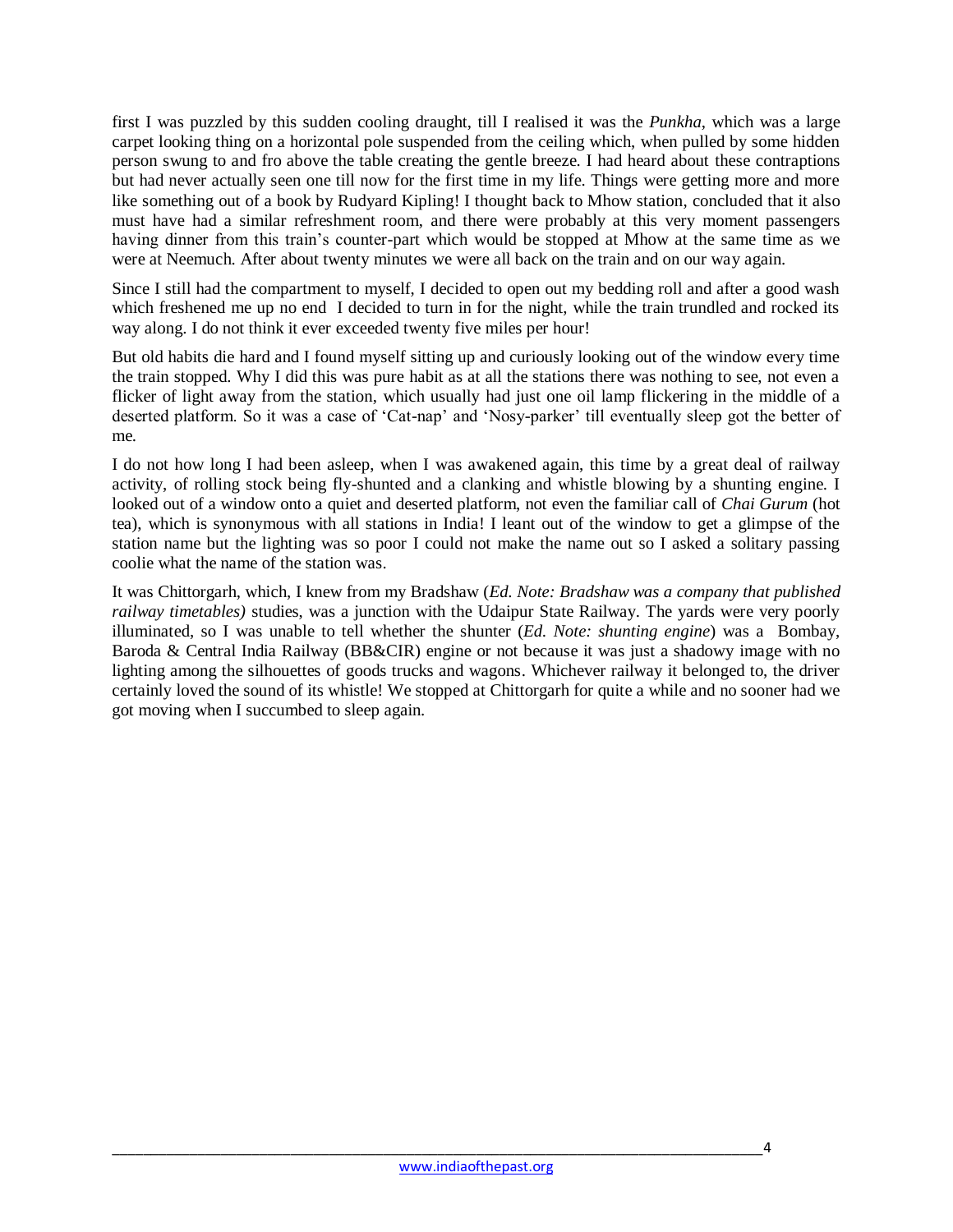first I was puzzled by this sudden cooling draught, till I realised it was the *Punkha*, which was a large carpet looking thing on a horizontal pole suspended from the ceiling which, when pulled by some hidden person swung to and fro above the table creating the gentle breeze. I had heard about these contraptions but had never actually seen one till now for the first time in my life. Things were getting more and more like something out of a book by Rudyard Kipling! I thought back to Mhow station, concluded that it also must have had a similar refreshment room, and there were probably at this very moment passengers having dinner from this train's counter-part which would be stopped at Mhow at the same time as we were at Neemuch. After about twenty minutes we were all back on the train and on our way again.

Since I still had the compartment to myself, I decided to open out my bedding roll and after a good wash which freshened me up no end I decided to turn in for the night, while the train trundled and rocked its way along. I do not think it ever exceeded twenty five miles per hour!

But old habits die hard and I found myself sitting up and curiously looking out of the window every time the train stopped. Why I did this was pure habit as at all the stations there was nothing to see, not even a flicker of light away from the station, which usually had just one oil lamp flickering in the middle of a deserted platform. So it was a case of 'Cat-nap' and 'Nosy-parker' till eventually sleep got the better of me.

I do not how long I had been asleep, when I was awakened again, this time by a great deal of railway activity, of rolling stock being fly-shunted and a clanking and whistle blowing by a shunting engine. I looked out of a window onto a quiet and deserted platform, not even the familiar call of *Chai Gurum* (hot tea), which is synonymous with all stations in India! I leant out of the window to get a glimpse of the station name but the lighting was so poor I could not make the name out so I asked a solitary passing coolie what the name of the station was.

It was Chittorgarh, which, I knew from my Bradshaw (*Ed. Note: Bradshaw was a company that published railway timetables)* studies, was a junction with the Udaipur State Railway. The yards were very poorly illuminated, so I was unable to tell whether the shunter (*Ed. Note: shunting engine*) was a Bombay, Baroda & Central India Railway (BB&CIR) engine or not because it was just a shadowy image with no lighting among the silhouettes of goods trucks and wagons. Whichever railway it belonged to, the driver certainly loved the sound of its whistle! We stopped at Chittorgarh for quite a while and no sooner had we got moving when I succumbed to sleep again.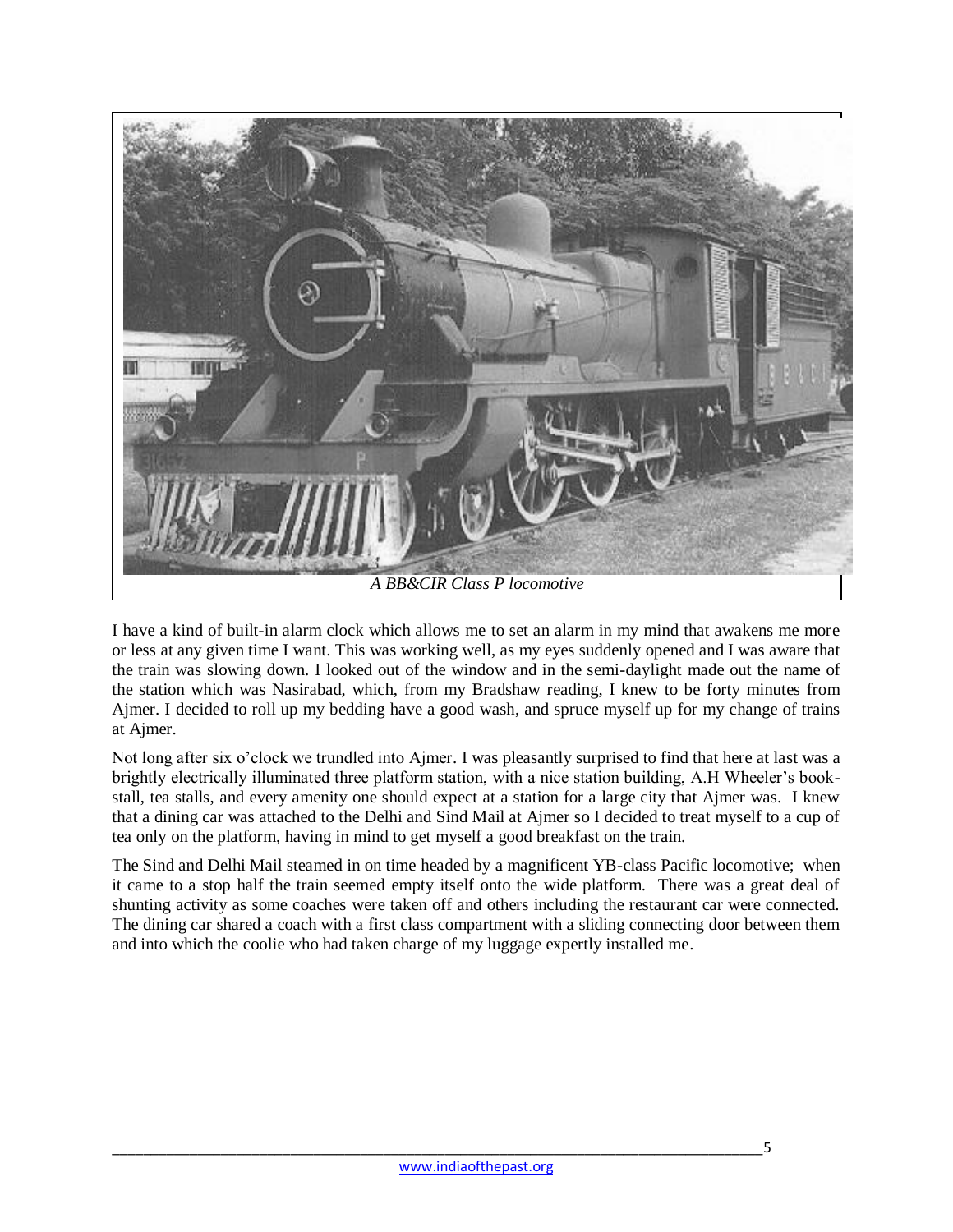*A BB&CIR Class P locomotive*

I have a kind of built-in alarm clock which allows me to set an alarm in my mind that awakens me more or less at any given time I want. This was working well, as my eyes suddenly opened and I was aware that the train was slowing down. I looked out of the window and in the semi-daylight made out the name of the station which was Nasirabad, which, from my Bradshaw reading, I knew to be forty minutes from Ajmer. I decided to roll up my bedding have a good wash, and spruce myself up for my change of trains at Ajmer.

Not long after six o'clock we trundled into Ajmer. I was pleasantly surprised to find that here at last was a brightly electrically illuminated three platform station, with a nice station building, A.H Wheeler's book-stall, tea stalls, and every amenity one should expect at a station for a large city that Ajmer was. I knew that a dining car was attached to the Delhi and Sind Mail at Ajmer so I decided to treat myself to a cup of tea only on the platform, having in mind to get myself a good breakfast on the train.

The Sind and Delhi Mail steamed in on time headed by a magnificent YB-class Pacific locomotive; when it came to a stop half the train seemed empty itself onto the wide platform. There was a great deal of shunting activity as some coaches were taken off and others including the restaurant car were connected. The dining car shared a coach with a first class compartment with a sliding connecting door between them and into which the coolie who had taken charge of my luggage expertly installed me.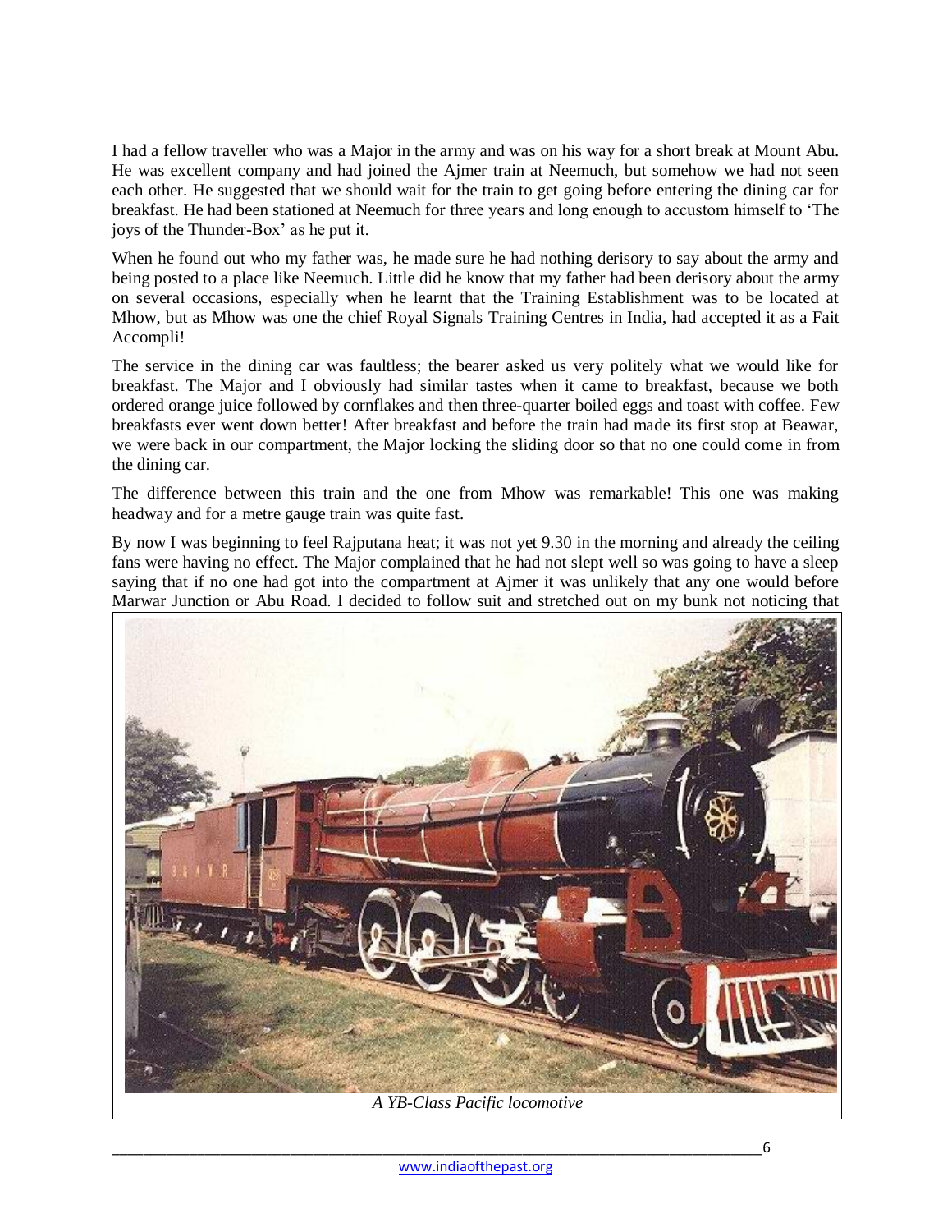I had a fellow traveller who was a Major in the army and was on his way for a short break at Mount Abu. He was excellent company and had joined the Ajmer train at Neemuch, but somehow we had not seen each other. He suggested that we should wait for the train to get going before entering the dining car for breakfast. He had been stationed at Neemuch for three years and long enough to accustom himself to 'The joys of the Thunder-Box' as he put it.

When he found out who my father was, he made sure he had nothing derisory to say about the army and being posted to a place like Neemuch. Little did he know that my father had been derisory about the army on several occasions, especially when he learnt that the Training Establishment was to be located at Mhow, but as Mhow was one the chief Royal Signals Training Centres in India, had accepted it as a Fait Accompli!

The service in the dining car was faultless; the bearer asked us very politely what we would like for breakfast. The Major and I obviously had similar tastes when it came to breakfast, because we both ordered orange juice followed by cornflakes and then three-quarter boiled eggs and toast with coffee. Few breakfasts ever went down better! After breakfast and before the train had made its first stop at Beawar, we were back in our compartment, the Major locking the sliding door so that no one could come in from the dining car.

The difference between this train and the one from Mhow was remarkable! This one was making headway and for a metre gauge train was quite fast.

By now I was beginning to feel Rajputana heat; it was not yet 9.30 in the morning and already the ceiling fans were having no effect. The Major complained that he had not slept well so was going to have a sleep saying that if no one had got into the compartment at Ajmer it was unlikely that any one would before Marwar Junction or Abu Road. I decided to follow suit and stretched out on my bunk not noticing that

*A YB-Class Pacific locomotive*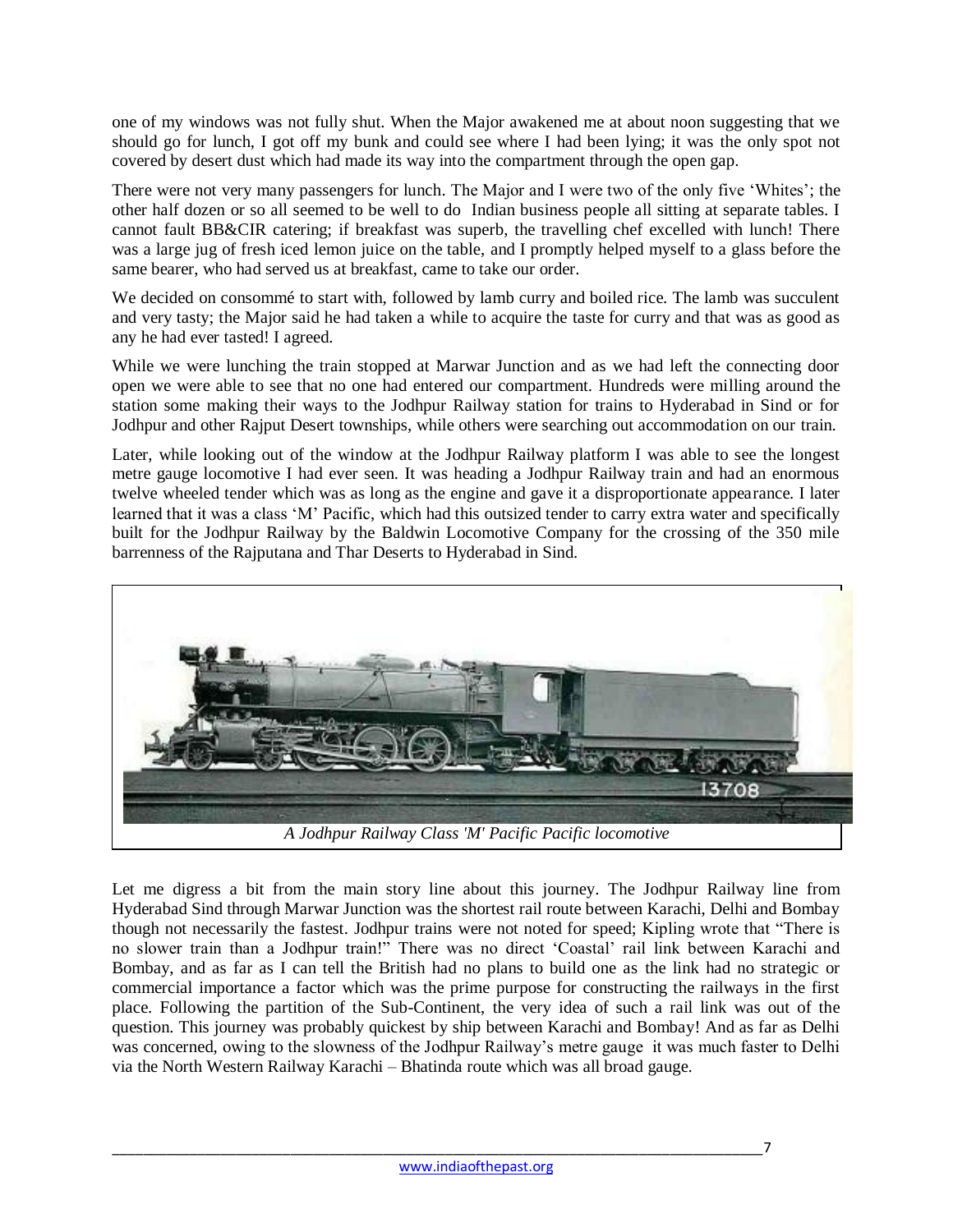one of my windows was not fully shut. When the Major awakened me at about noon suggesting that we should go for lunch, I got off my bunk and could see where I had been lying; it was the only spot not covered by desert dust which had made its way into the compartment through the open gap.

There were not very many passengers for lunch. The Major and I were two of the only five 'Whites'; the other half dozen or so all seemed to be well to do Indian business people all sitting at separate tables. I cannot fault BB&CIR catering; if breakfast was superb, the travelling chef excelled with lunch! There was a large jug of fresh iced lemon juice on the table, and I promptly helped myself to a glass before the same bearer, who had served us at breakfast, came to take our order.

We decided on consommé to start with, followed by lamb curry and boiled rice. The lamb was succulent and very tasty; the Major said he had taken a while to acquire the taste for curry and that was as good as any he had ever tasted! I agreed.

While we were lunching the train stopped at Marwar Junction and as we had left the connecting door open we were able to see that no one had entered our compartment. Hundreds were milling around the station some making their ways to the Jodhpur Railway station for trains to Hyderabad in Sind or for Jodhpur and other Rajput Desert townships, while others were searching out accommodation on our train.

Later, while looking out of the window at the Jodhpur Railway platform I was able to see the longest metre gauge locomotive I had ever seen. It was heading a Jodhpur Railway train and had an enormous twelve wheeled tender which was as long as the engine and gave it a disproportionate appearance. I later learned that it was a class 'M' Pacific, which had this outsized tender to carry extra water and specifically built for the Jodhpur Railway by the Baldwin Locomotive Company for the crossing of the 350 mile barrenness of the Rajputana and Thar Deserts to Hyderabad in Sind.

*A Jodhpur Railway Class 'M' Pacific Pacific locomotive*

Let me digress a bit from the main story line about this journey. The Jodhpur Railway line from Hyderabad Sind through Marwar Junction was the shortest rail route between Karachi, Delhi and Bombay though not necessarily the fastest. Jodhpur trains were not noted for speed; Kipling wrote that "There is no slower train than a Jodhpur train!" There was no direct 'Coastal' rail link between Karachi and Bombay, and as far as I can tell the British had no plans to build one as the link had no strategic or commercial importance a factor which was the prime purpose for constructing the railways in the first place. Following the partition of the Sub-Continent, the very idea of such a rail link was out of the question. This journey was probably quickest by ship between Karachi and Bombay! And as far as Delhi was concerned, owing to the slowness of the Jodhpur Railway's metre gauge it was much faster to Delhi via the North Western Railway Karachi – Bhatinda route which was all broad gauge.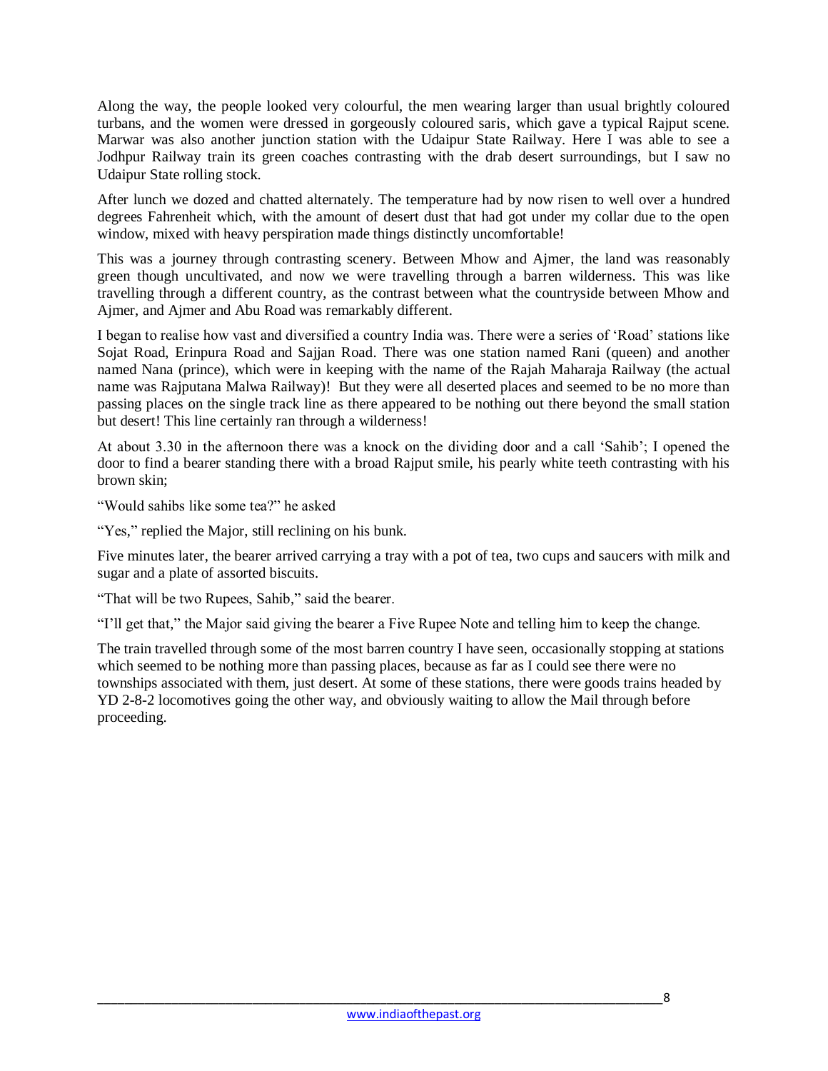Along the way, the people looked very colourful, the men wearing larger than usual brightly coloured turbans, and the women were dressed in gorgeously coloured saris, which gave a typical Rajput scene. Marwar was also another junction station with the Udaipur State Railway. Here I was able to see a Jodhpur Railway train its green coaches contrasting with the drab desert surroundings, but I saw no Udaipur State rolling stock.

After lunch we dozed and chatted alternately. The temperature had by now risen to well over a hundred degrees Fahrenheit which, with the amount of desert dust that had got under my collar due to the open window, mixed with heavy perspiration made things distinctly uncomfortable!

This was a journey through contrasting scenery. Between Mhow and Ajmer, the land was reasonably green though uncultivated, and now we were travelling through a barren wilderness. This was like travelling through a different country, as the contrast between what the countryside between Mhow and Ajmer, and Ajmer and Abu Road was remarkably different.

I began to realise how vast and diversified a country India was. There were a series of 'Road' stations like Sojat Road, Erinpura Road and Sajjan Road. There was one station named Rani (queen) and another named Nana (prince), which were in keeping with the name of the Rajah Maharaja Railway (the actual name was Rajputana Malwa Railway)! But they were all deserted places and seemed to be no more than passing places on the single track line as there appeared to be nothing out there beyond the small station but desert! This line certainly ran through a wilderness!

At about 3.30 in the afternoon there was a knock on the dividing door and a call 'Sahib'; I opened the door to find a bearer standing there with a broad Rajput smile, his pearly white teeth contrasting with his brown skin;

"Would sahibs like some tea?" he asked

"Yes," replied the Major, still reclining on his bunk.

Five minutes later, the bearer arrived carrying a tray with a pot of tea, two cups and saucers with milk and sugar and a plate of assorted biscuits.

"That will be two Rupees, Sahib," said the bearer.

"I'll get that," the Major said giving the bearer a Five Rupee Note and telling him to keep the change.

The train travelled through some of the most barren country I have seen, occasionally stopping at stations which seemed to be nothing more than passing places, because as far as I could see there were no townships associated with them, just desert. At some of these stations, there were goods trains headed by YD 2-8-2 locomotives going the other way, and obviously waiting to allow the Mail through before proceeding.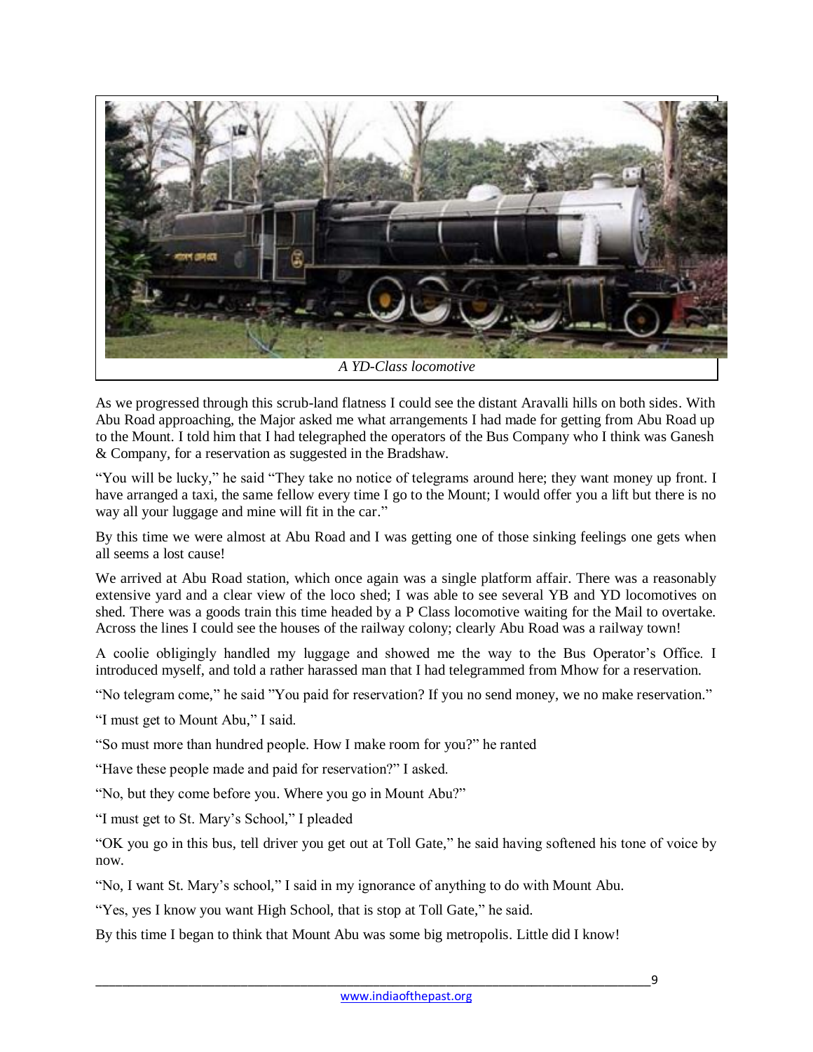*A YD-Class locomotive*

As we progressed through this scrub-land flatness I could see the distant Aravalli hills on both sides. With Abu Road approaching, the Major asked me what arrangements I had made for getting from Abu Road up to the Mount. I told him that I had telegraphed the operators of the Bus Company who I think was Ganesh & Company, for a reservation as suggested in the Bradshaw.

"You will be lucky," he said "They take no notice of telegrams around here; they want money up front. I have arranged a taxi, the same fellow every time I go to the Mount; I would offer you a lift but there is no way all your luggage and mine will fit in the car."

By this time we were almost at Abu Road and I was getting one of those sinking feelings one gets when all seems a lost cause!

We arrived at Abu Road station, which once again was a single platform affair. There was a reasonably extensive yard and a clear view of the loco shed; I was able to see several YB and YD locomotives on shed. There was a goods train this time headed by a P Class locomotive waiting for the Mail to overtake. Across the lines I could see the houses of the railway colony; clearly Abu Road was a railway town!

A coolie obligingly handled my luggage and showed me the way to the Bus Operator's Office. I introduced myself, and told a rather harassed man that I had telegrammed from Mhow for a reservation.

"No telegram come," he said "You paid for reservation? If you no send money, we no make reservation."

"I must get to Mount Abu," I said.

"So must more than hundred people. How I make room for you?" he ranted

"Have these people made and paid for reservation?" I asked.

"No, but they come before you. Where you go in Mount Abu?"

"I must get to St. Mary's School," I pleaded

"OK you go in this bus, tell driver you get out at Toll Gate," he said having softened his tone of voice by now.

"No, I want St. Mary's school," I said in my ignorance of anything to do with Mount Abu.

"Yes, yes I know you want High School, that is stop at Toll Gate," he said.

By this time I began to think that Mount Abu was some big metropolis. Little did I know!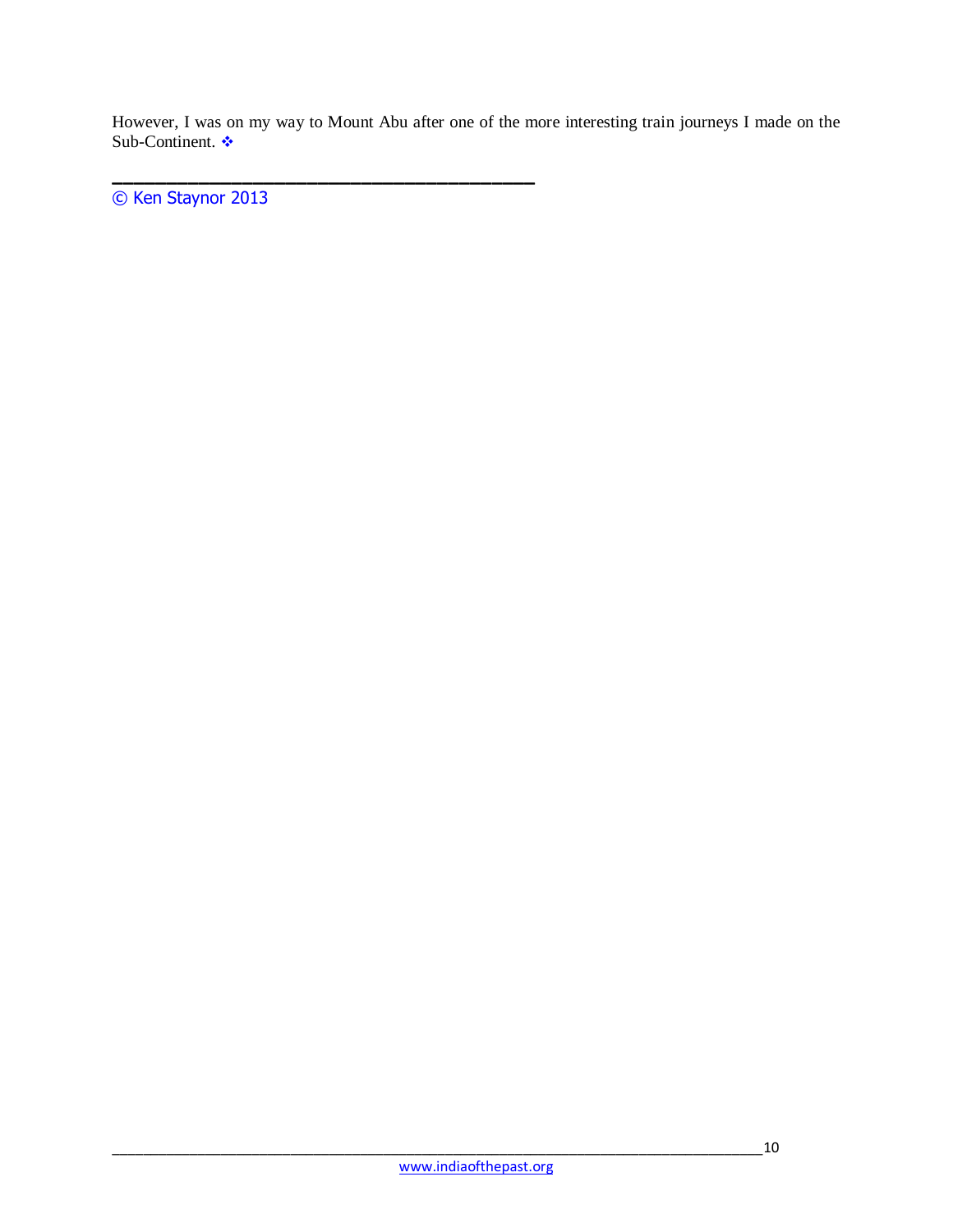However, I was on my way to Mount Abu after one of the more interesting train journeys I made on the Sub-Continent. ❖

---

© Ken Staynor 2013